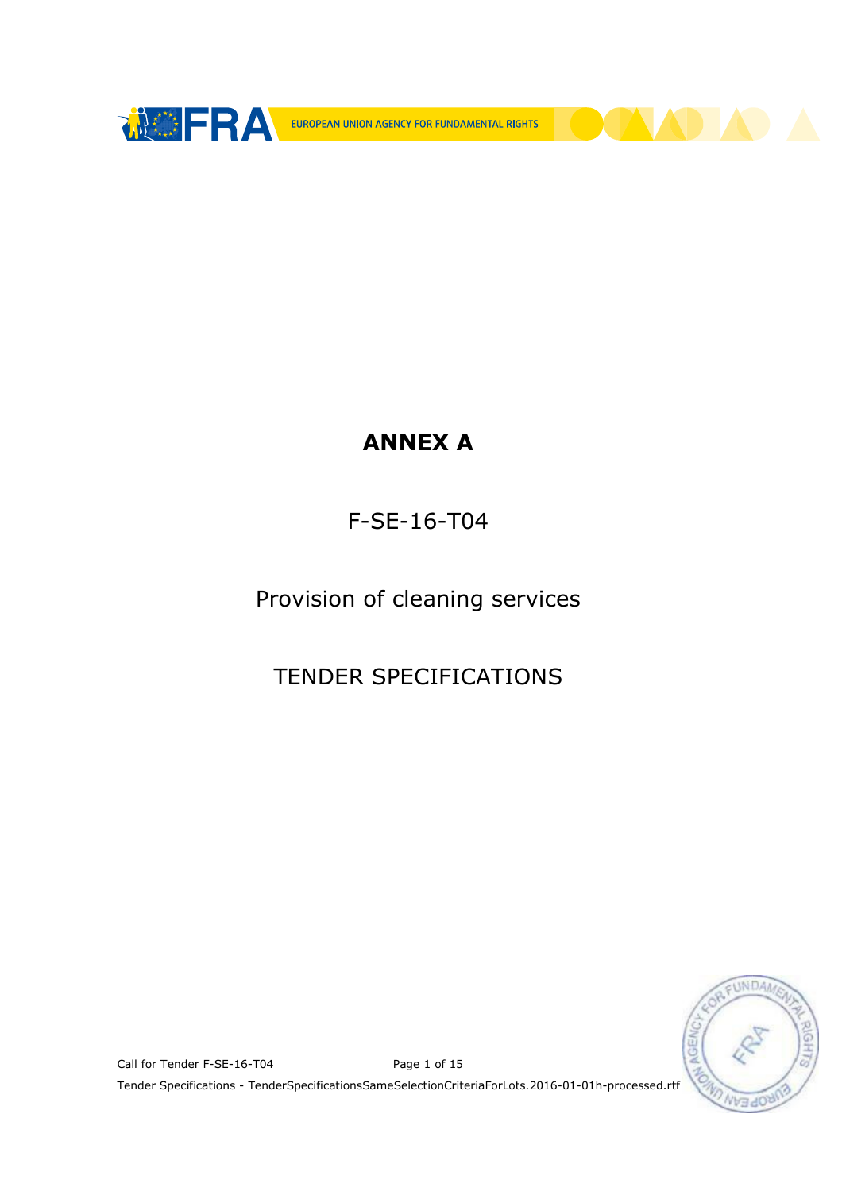# ANNEX A

F-SE-16-T04

Provision of cleaning services

TENDER SPECIFICATIONS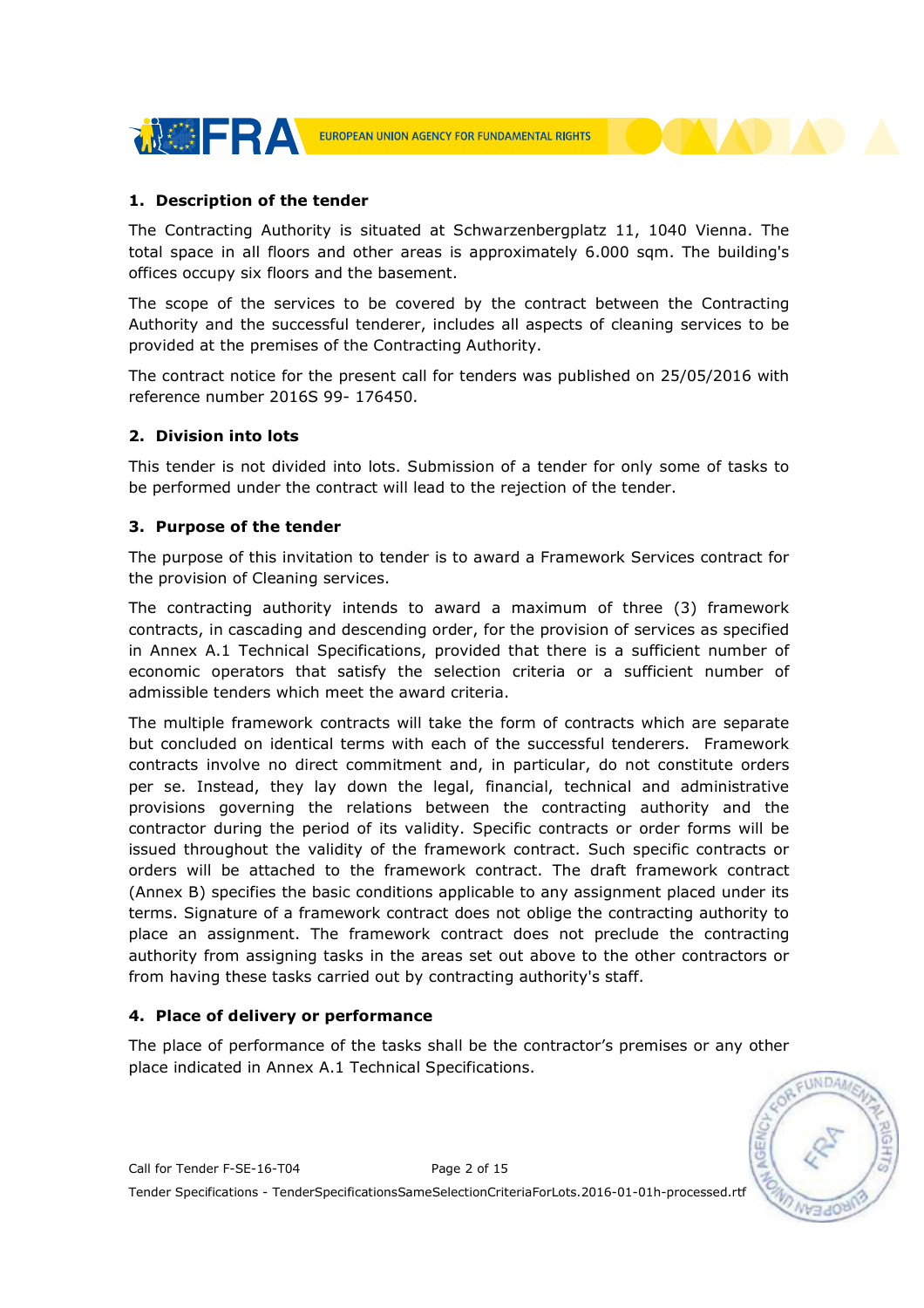## 1. Description of the tender

The Contracting Authority is situated at Schwarzenbergplatz 11, 1040 Vienna. The total space in all floors and other areas is approximately 6.000 sqm. The building's offices occupy six floors and the basement.

The scope of the services to be covered by the contract between the Contracting Authority and the successful tenderer, includes all aspects of cleaning services to be provided at the premises of the Contracting Authority.

The contract notice for the present call for tenders was published on 25/05/2016 with reference number 2016S 99- 176450.

## 2. Division into lots

This tender is not divided into lots. Submission of a tender for only some of tasks to be performed under the contract will lead to the rejection of the tender.

## 3. Purpose of the tender

The purpose of this invitation to tender is to award a Framework Services contract for the provision of Cleaning services.

The contracting authority intends to award a maximum of three (3) framework contracts, in cascading and descending order, for the provision of services as specified in Annex A.1 Technical Specifications, provided that there is a sufficient number of economic operators that satisfy the selection criteria or a sufficient number of admissible tenders which meet the award criteria.

The multiple framework contracts will take the form of contracts which are separate but concluded on identical terms with each of the successful tenderers. Framework contracts involve no direct commitment and, in particular, do not constitute orders per se. Instead, they lay down the legal, financial, technical and administrative provisions governing the relations between the contracting authority and the contractor during the period of its validity. Specific contracts or order forms will be issued throughout the validity of the framework contract. Such specific contracts or orders will be attached to the framework contract. The draft framework contract (Annex B) specifies the basic conditions applicable to any assignment placed under its terms. Signature of a framework contract does not oblige the contracting authority to place an assignment. The framework contract does not preclude the contracting authority from assigning tasks in the areas set out above to the other contractors or from having these tasks carried out by contracting authority's staff.

## 4. Place of delivery or performance

The place of performance of the tasks shall be the contractor's premises or any other place indicated in Annex A.1 Technical Specifications.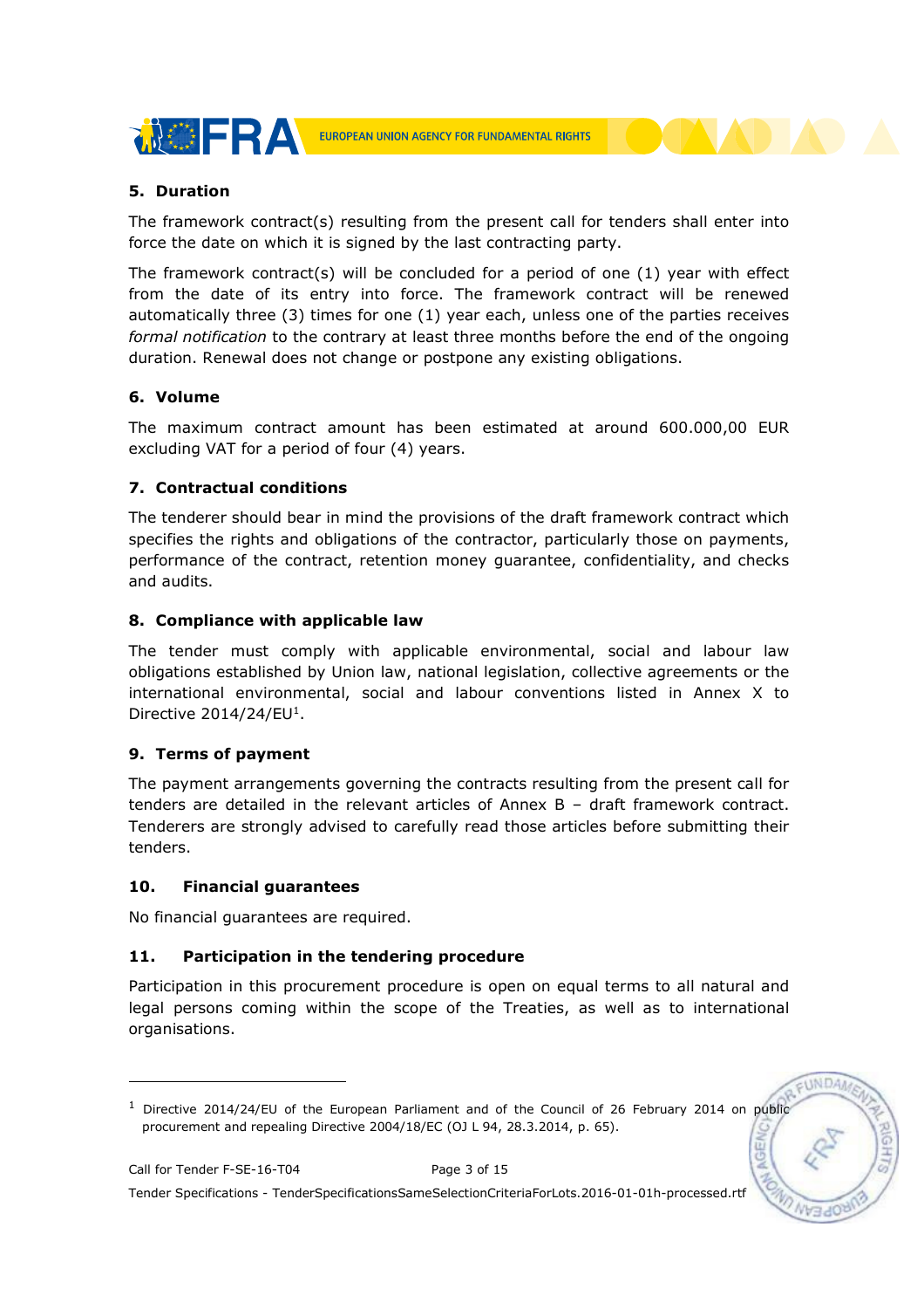## 5. Duration

The framework contract(s) resulting from the present call for tenders shall enter into force the date on which it is signed by the last contracting party.

The framework contract(s) will be concluded for a period of one (1) year with effect from the date of its entry into force. The framework contract will be renewed automatically three (3) times for one (1) year each, unless one of the parties receives *formal notification* to the contrary at least three months before the end of the ongoing duration. Renewal does not change or postpone any existing obligations.

## 6. Volume

The maximum contract amount has been estimated at around 600.000,00 EUR excluding VAT for a period of four (4) years.

## 7. Contractual conditions

The tenderer should bear in mind the provisions of the draft framework contract which specifies the rights and obligations of the contractor, particularly those on payments, performance of the contract, retention money guarantee, confidentiality, and checks and audits.

## 8. Compliance with applicable law

The tender must comply with applicable environmental, social and labour law obligations established by Union law, national legislation, collective agreements or the international environmental, social and labour conventions listed in Annex X to Directive 2014/24/EU[1].

## 9. Terms of payment

The payment arrangements governing the contracts resulting from the present call for tenders are detailed in the relevant articles of Annex B – draft framework contract. Tenderers are strongly advised to carefully read those articles before submitting their tenders.

## 10. Financial guarantees

No financial guarantees are required.

## 11. Participation in the tendering procedure

Participation in this procurement procedure is open on equal terms to all natural and legal persons coming within the scope of the Treaties, as well as to international organisations.

---

[1] Directive 2014/24/EU of the European Parliament and of the Council of 26 February 2014 on public procurement and repealing Directive 2004/18/EC (OJ L 94, 28.3.2014, p. 65).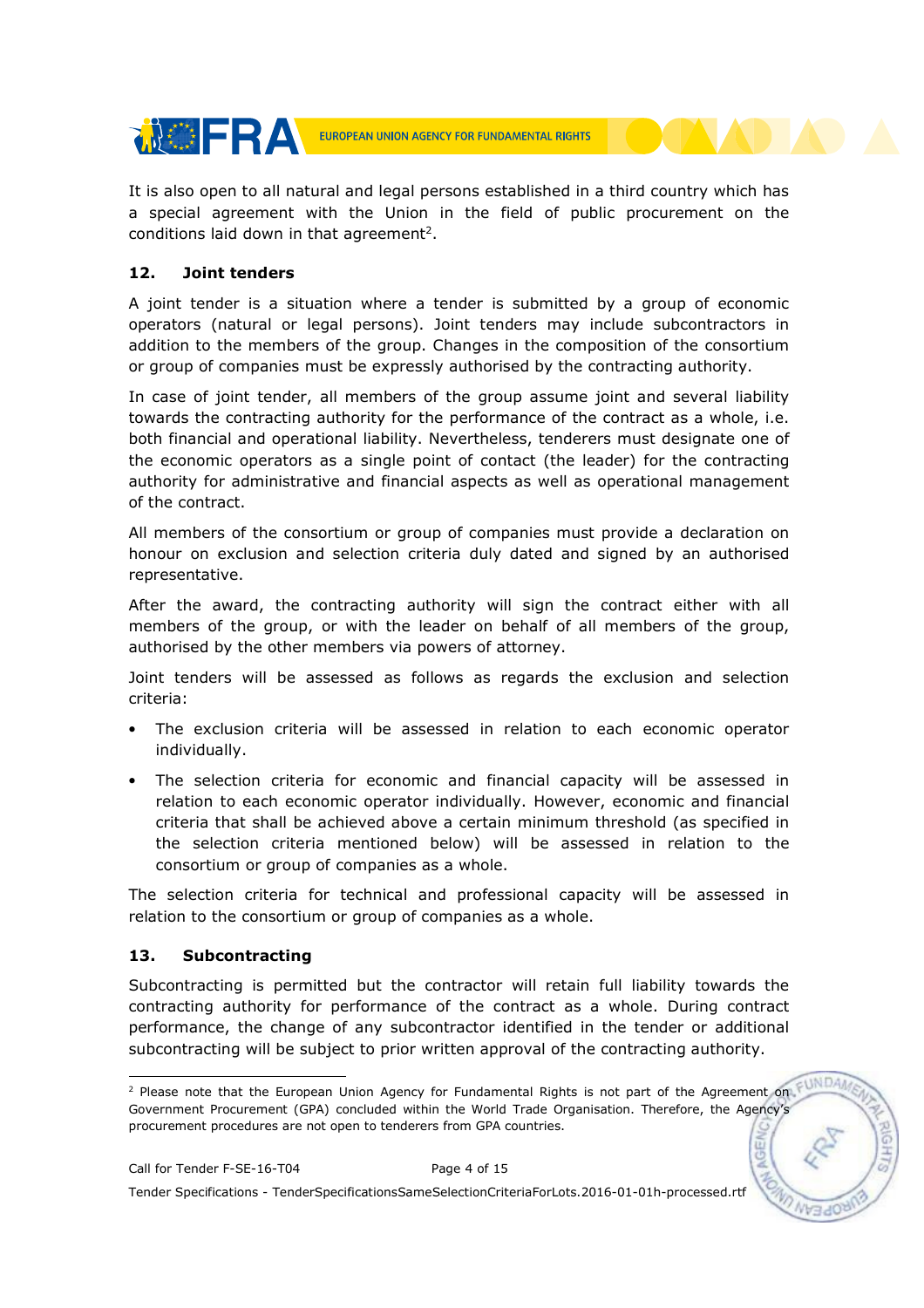It is also open to all natural and legal persons established in a third country which has a special agreement with the Union in the field of public procurement on the conditions laid down in that agreement[2].

### 12. Joint tenders

A joint tender is a situation where a tender is submitted by a group of economic operators (natural or legal persons). Joint tenders may include subcontractors in addition to the members of the group. Changes in the composition of the consortium or group of companies must be expressly authorised by the contracting authority.

In case of joint tender, all members of the group assume joint and several liability towards the contracting authority for the performance of the contract as a whole, i.e. both financial and operational liability. Nevertheless, tenderers must designate one of the economic operators as a single point of contact (the leader) for the contracting authority for administrative and financial aspects as well as operational management of the contract.

All members of the consortium or group of companies must provide a declaration on honour on exclusion and selection criteria duly dated and signed by an authorised representative.

After the award, the contracting authority will sign the contract either with all members of the group, or with the leader on behalf of all members of the group, authorised by the other members via powers of attorney.

Joint tenders will be assessed as follows as regards the exclusion and selection criteria:

- The exclusion criteria will be assessed in relation to each economic operator individually.
- The selection criteria for economic and financial capacity will be assessed in relation to each economic operator individually. However, economic and financial criteria that shall be achieved above a certain minimum threshold (as specified in the selection criteria mentioned below) will be assessed in relation to the consortium or group of companies as a whole.

The selection criteria for technical and professional capacity will be assessed in relation to the consortium or group of companies as a whole.

### 13. Subcontracting

Subcontracting is permitted but the contractor will retain full liability towards the contracting authority for performance of the contract as a whole. During contract performance, the change of any subcontractor identified in the tender or additional subcontracting will be subject to prior written approval of the contracting authority.

---

[2] Please note that the European Union Agency for Fundamental Rights is not part of the Agreement on Government Procurement (GPA) concluded within the World Trade Organisation. Therefore, the Agency's procurement procedures are not open to tenderers from GPA countries.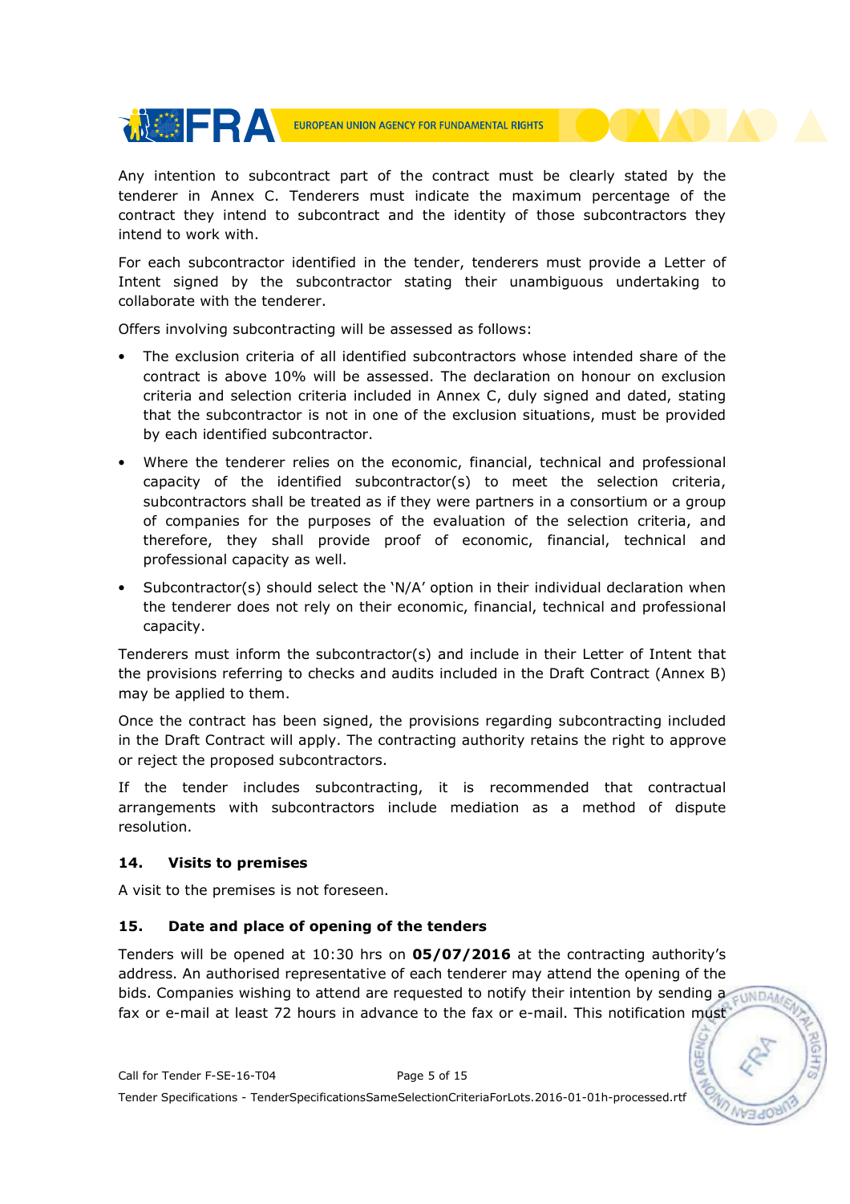Any intention to subcontract part of the contract must be clearly stated by the tenderer in Annex C. Tenderers must indicate the maximum percentage of the contract they intend to subcontract and the identity of those subcontractors they intend to work with.

For each subcontractor identified in the tender, tenderers must provide a Letter of Intent signed by the subcontractor stating their unambiguous undertaking to collaborate with the tenderer.

Offers involving subcontracting will be assessed as follows:

- The exclusion criteria of all identified subcontractors whose intended share of the contract is above 10% will be assessed. The declaration on honour on exclusion criteria and selection criteria included in Annex C, duly signed and dated, stating that the subcontractor is not in one of the exclusion situations, must be provided by each identified subcontractor.
- Where the tenderer relies on the economic, financial, technical and professional capacity of the identified subcontractor(s) to meet the selection criteria, subcontractors shall be treated as if they were partners in a consortium or a group of companies for the purposes of the evaluation of the selection criteria, and therefore, they shall provide proof of economic, financial, technical and professional capacity as well.
- Subcontractor(s) should select the 'N/A' option in their individual declaration when the tenderer does not rely on their economic, financial, technical and professional capacity.

Tenderers must inform the subcontractor(s) and include in their Letter of Intent that the provisions referring to checks and audits included in the Draft Contract (Annex B) may be applied to them.

Once the contract has been signed, the provisions regarding subcontracting included in the Draft Contract will apply. The contracting authority retains the right to approve or reject the proposed subcontractors.

If the tender includes subcontracting, it is recommended that contractual arrangements with subcontractors include mediation as a method of dispute resolution.

## 14. Visits to premises

A visit to the premises is not foreseen.

## 15. Date and place of opening of the tenders

Tenders will be opened at 10:30 hrs on **05/07/2016** at the contracting authority's address. An authorised representative of each tenderer may attend the opening of the bids. Companies wishing to attend are requested to notify their intention by sending a fax or e-mail at least 72 hours in advance to the fax or e-mail. This notification must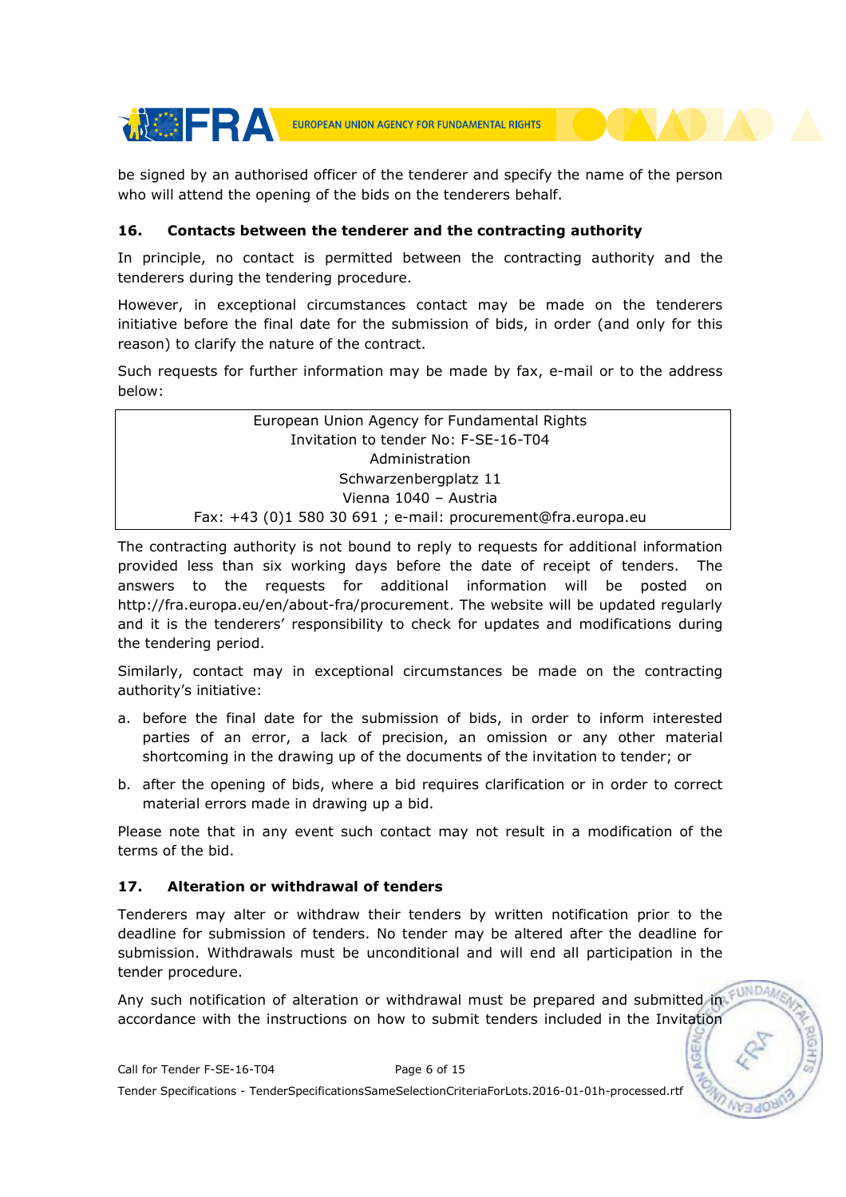be signed by an authorised officer of the tenderer and specify the name of the person who will attend the opening of the bids on the tenderers behalf.

### 16. Contacts between the tenderer and the contracting authority

In principle, no contact is permitted between the contracting authority and the tenderers during the tendering procedure.

However, in exceptional circumstances contact may be made on the tenderers initiative before the final date for the submission of bids, in order (and only for this reason) to clarify the nature of the contract.

Such requests for further information may be made by fax, e-mail or to the address below:

| European Union Agency for Fundamental Rights<br>Invitation to tender No: F-SE-16-T04<br>Administration<br>Schwarzenbergplatz 11<br>Vienna 1040 – Austria<br>Fax: +43 (0)1 580 30 691 ; e-mail: procurement@fra.europa.eu |
|---|

The contracting authority is not bound to reply to requests for additional information provided less than six working days before the date of receipt of tenders. The answers to the requests for additional information will be posted on http://fra.europa.eu/en/about-fra/procurement. The website will be updated regularly and it is the tenderers' responsibility to check for updates and modifications during the tendering period.

Similarly, contact may in exceptional circumstances be made on the contracting authority's initiative:

a. before the final date for the submission of bids, in order to inform interested parties of an error, a lack of precision, an omission or any other material shortcoming in the drawing up of the documents of the invitation to tender; or

b. after the opening of bids, where a bid requires clarification or in order to correct material errors made in drawing up a bid.

Please note that in any event such contact may not result in a modification of the terms of the bid.

### 17. Alteration or withdrawal of tenders

Tenderers may alter or withdraw their tenders by written notification prior to the deadline for submission of tenders. No tender may be altered after the deadline for submission. Withdrawals must be unconditional and will end all participation in the tender procedure.

Any such notification of alteration or withdrawal must be prepared and submitted in accordance with the instructions on how to submit tenders included in the Invitation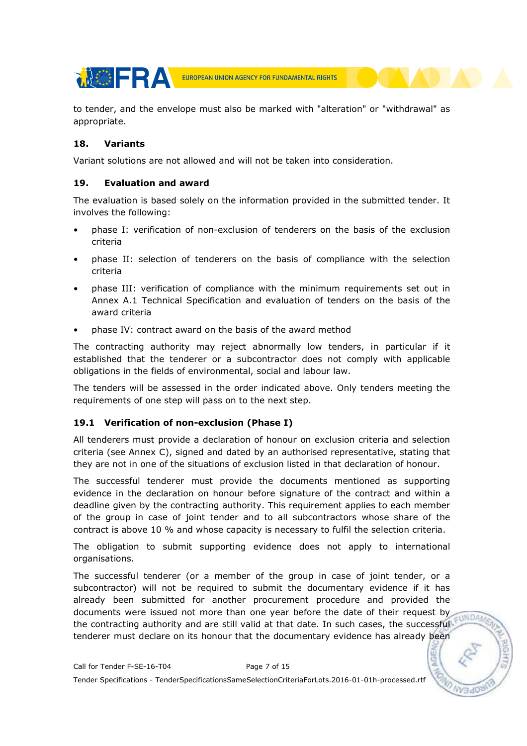to tender, and the envelope must also be marked with "alteration" or "withdrawal" as appropriate.

## 18. Variants

Variant solutions are not allowed and will not be taken into consideration.

## 19. Evaluation and award

The evaluation is based solely on the information provided in the submitted tender. It involves the following:

- phase I: verification of non-exclusion of tenderers on the basis of the exclusion criteria
- phase II: selection of tenderers on the basis of compliance with the selection criteria
- phase III: verification of compliance with the minimum requirements set out in Annex A.1 Technical Specification and evaluation of tenders on the basis of the award criteria
- phase IV: contract award on the basis of the award method

The contracting authority may reject abnormally low tenders, in particular if it established that the tenderer or a subcontractor does not comply with applicable obligations in the fields of environmental, social and labour law.

The tenders will be assessed in the order indicated above. Only tenders meeting the requirements of one step will pass on to the next step.

### 19.1 Verification of non-exclusion (Phase I)

All tenderers must provide a declaration of honour on exclusion criteria and selection criteria (see Annex C), signed and dated by an authorised representative, stating that they are not in one of the situations of exclusion listed in that declaration of honour.

The successful tenderer must provide the documents mentioned as supporting evidence in the declaration on honour before signature of the contract and within a deadline given by the contracting authority. This requirement applies to each member of the group in case of joint tender and to all subcontractors whose share of the contract is above 10 % and whose capacity is necessary to fulfil the selection criteria.

The obligation to submit supporting evidence does not apply to international organisations.

The successful tenderer (or a member of the group in case of joint tender, or a subcontractor) will not be required to submit the documentary evidence if it has already been submitted for another procurement procedure and provided the documents were issued not more than one year before the date of their request by the contracting authority and are still valid at that date. In such cases, the successful tenderer must declare on its honour that the documentary evidence has already been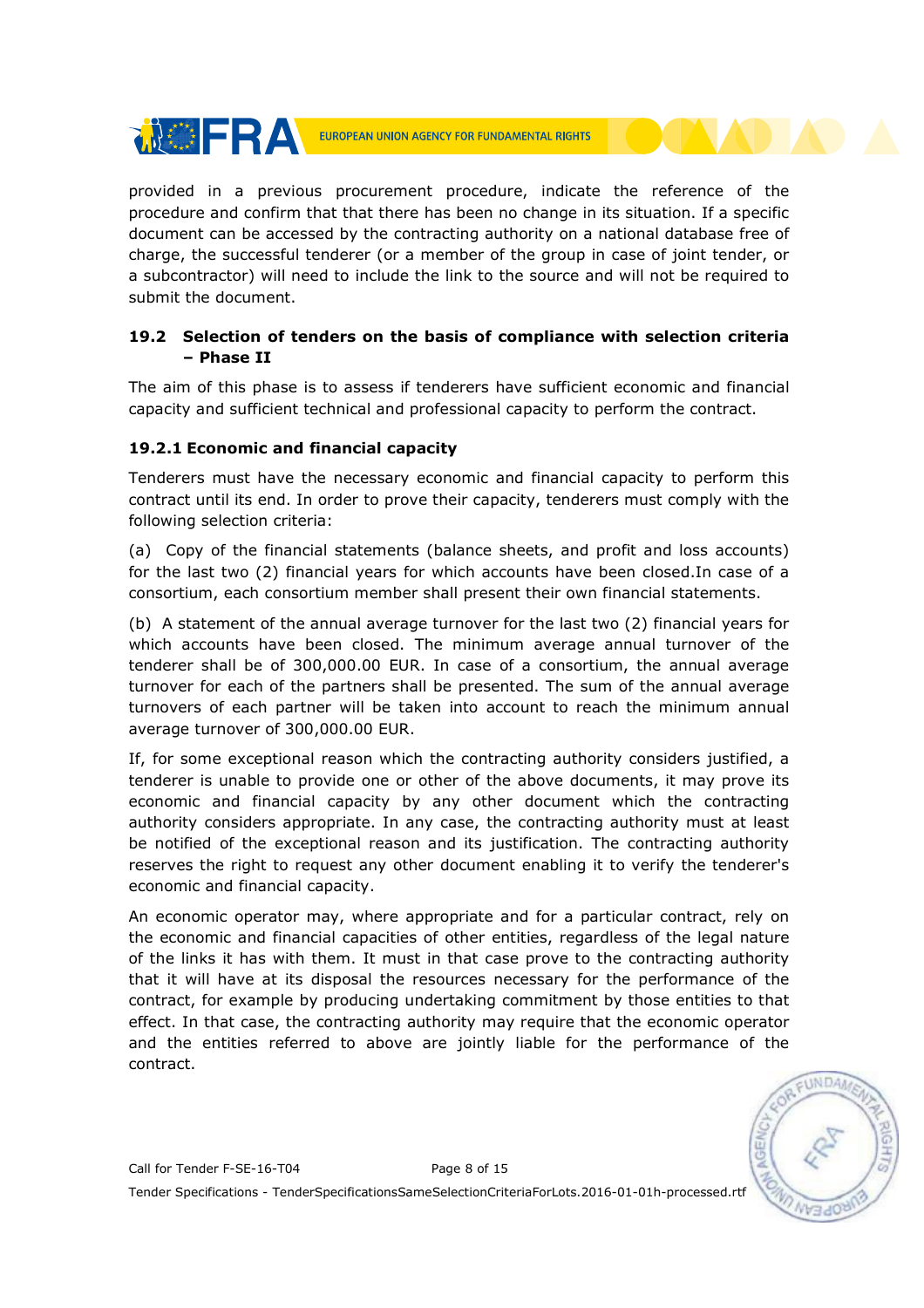provided in a previous procurement procedure, indicate the reference of the procedure and confirm that that there has been no change in its situation. If a specific document can be accessed by the contracting authority on a national database free of charge, the successful tenderer (or a member of the group in case of joint tender, or a subcontractor) will need to include the link to the source and will not be required to submit the document.

### 19.2 Selection of tenders on the basis of compliance with selection criteria – Phase II

The aim of this phase is to assess if tenderers have sufficient economic and financial capacity and sufficient technical and professional capacity to perform the contract.

#### 19.2.1 Economic and financial capacity

Tenderers must have the necessary economic and financial capacity to perform this contract until its end. In order to prove their capacity, tenderers must comply with the following selection criteria:

(a) Copy of the financial statements (balance sheets, and profit and loss accounts) for the last two (2) financial years for which accounts have been closed.In case of a consortium, each consortium member shall present their own financial statements.

(b) A statement of the annual average turnover for the last two (2) financial years for which accounts have been closed. The minimum average annual turnover of the tenderer shall be of 300,000.00 EUR. In case of a consortium, the annual average turnover for each of the partners shall be presented. The sum of the annual average turnovers of each partner will be taken into account to reach the minimum annual average turnover of 300,000.00 EUR.

If, for some exceptional reason which the contracting authority considers justified, a tenderer is unable to provide one or other of the above documents, it may prove its economic and financial capacity by any other document which the contracting authority considers appropriate. In any case, the contracting authority must at least be notified of the exceptional reason and its justification. The contracting authority reserves the right to request any other document enabling it to verify the tenderer's economic and financial capacity.

An economic operator may, where appropriate and for a particular contract, rely on the economic and financial capacities of other entities, regardless of the legal nature of the links it has with them. It must in that case prove to the contracting authority that it will have at its disposal the resources necessary for the performance of the contract, for example by producing undertaking commitment by those entities to that effect. In that case, the contracting authority may require that the economic operator and the entities referred to above are jointly liable for the performance of the contract.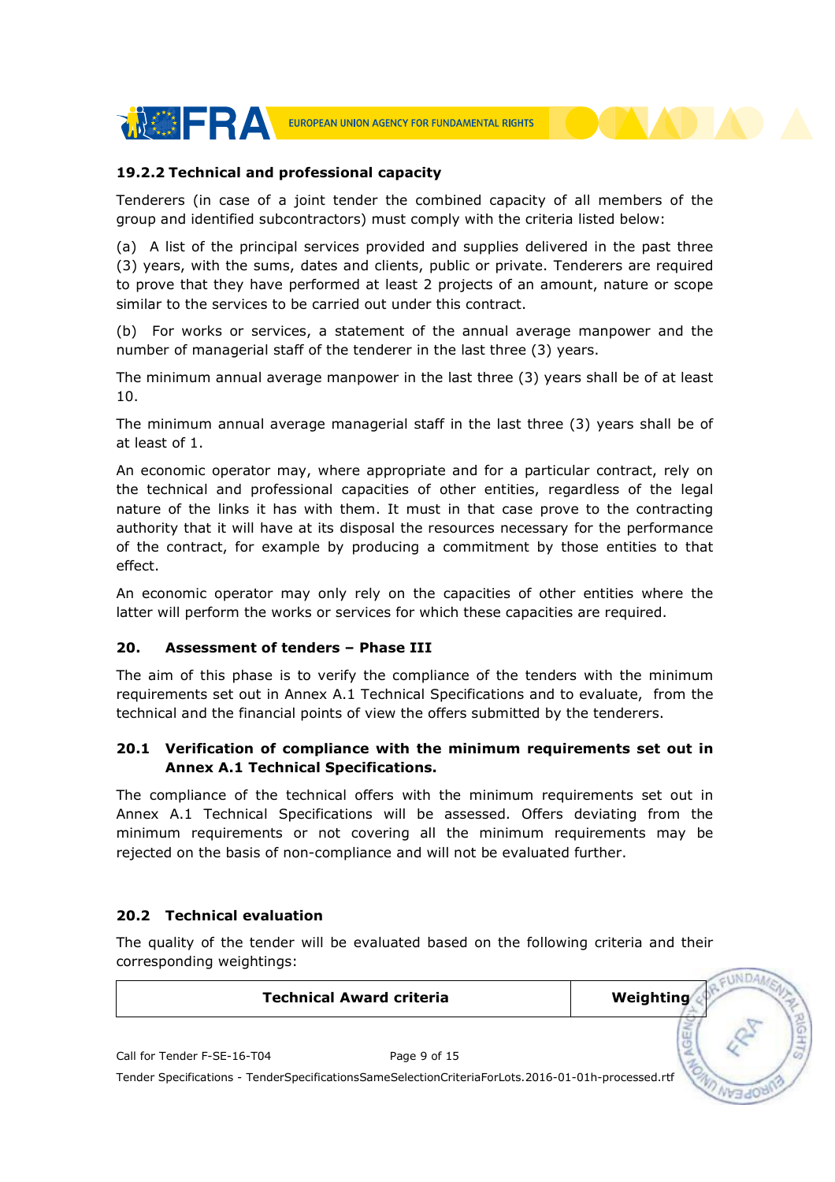### 19.2.2 Technical and professional capacity

Tenderers (in case of a joint tender the combined capacity of all members of the group and identified subcontractors) must comply with the criteria listed below:

(a) A list of the principal services provided and supplies delivered in the past three (3) years, with the sums, dates and clients, public or private. Tenderers are required to prove that they have performed at least 2 projects of an amount, nature or scope similar to the services to be carried out under this contract.

(b) For works or services, a statement of the annual average manpower and the number of managerial staff of the tenderer in the last three (3) years.

The minimum annual average manpower in the last three (3) years shall be of at least 10.

The minimum annual average managerial staff in the last three (3) years shall be of at least of 1.

An economic operator may, where appropriate and for a particular contract, rely on the technical and professional capacities of other entities, regardless of the legal nature of the links it has with them. It must in that case prove to the contracting authority that it will have at its disposal the resources necessary for the performance of the contract, for example by producing a commitment by those entities to that effect.

An economic operator may only rely on the capacities of other entities where the latter will perform the works or services for which these capacities are required.

## 20. Assessment of tenders – Phase III

The aim of this phase is to verify the compliance of the tenders with the minimum requirements set out in Annex A.1 Technical Specifications and to evaluate, from the technical and the financial points of view the offers submitted by the tenderers.

### 20.1 Verification of compliance with the minimum requirements set out in Annex A.1 Technical Specifications.

The compliance of the technical offers with the minimum requirements set out in Annex A.1 Technical Specifications will be assessed. Offers deviating from the minimum requirements or not covering all the minimum requirements may be rejected on the basis of non-compliance and will not be evaluated further.

### 20.2 Technical evaluation

The quality of the tender will be evaluated based on the following criteria and their corresponding weightings:

| Technical Award criteria | Weighting |
|---|---|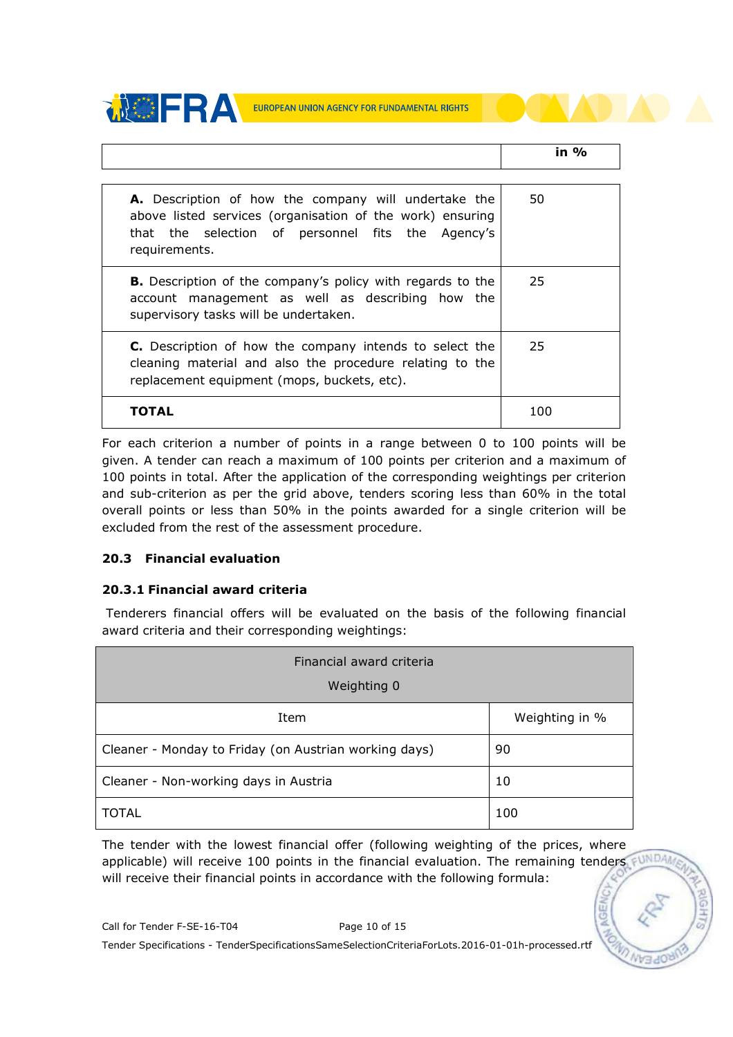| | in % |
|---|---|
| **A.** Description of how the company will undertake the above listed services (organisation of the work) ensuring that the selection of personnel fits the Agency's requirements. | 50 |
| **B.** Description of the company's policy with regards to the account management as well as describing how the supervisory tasks will be undertaken. | 25 |
| **C.** Description of how the company intends to select the cleaning material and also the procedure relating to the replacement equipment (mops, buckets, etc). | 25 |
| **TOTAL** | 100 |

For each criterion a number of points in a range between 0 to 100 points will be given. A tender can reach a maximum of 100 points per criterion and a maximum of 100 points in total. After the application of the corresponding weightings per criterion and sub-criterion as per the grid above, tenders scoring less than 60% in the total overall points or less than 50% in the points awarded for a single criterion will be excluded from the rest of the assessment procedure.

### 20.3 Financial evaluation

#### 20.3.1 Financial award criteria

Tenderers financial offers will be evaluated on the basis of the following financial award criteria and their corresponding weightings:

| Financial award criteria<br>Weighting 0 | |
|---|---|
| Item | Weighting in % |
| Cleaner - Monday to Friday (on Austrian working days) | 90 |
| Cleaner - Non-working days in Austria | 10 |
| TOTAL | 100 |

The tender with the lowest financial offer (following weighting of the prices, where applicable) will receive 100 points in the financial evaluation. The remaining tenders will receive their financial points in accordance with the following formula: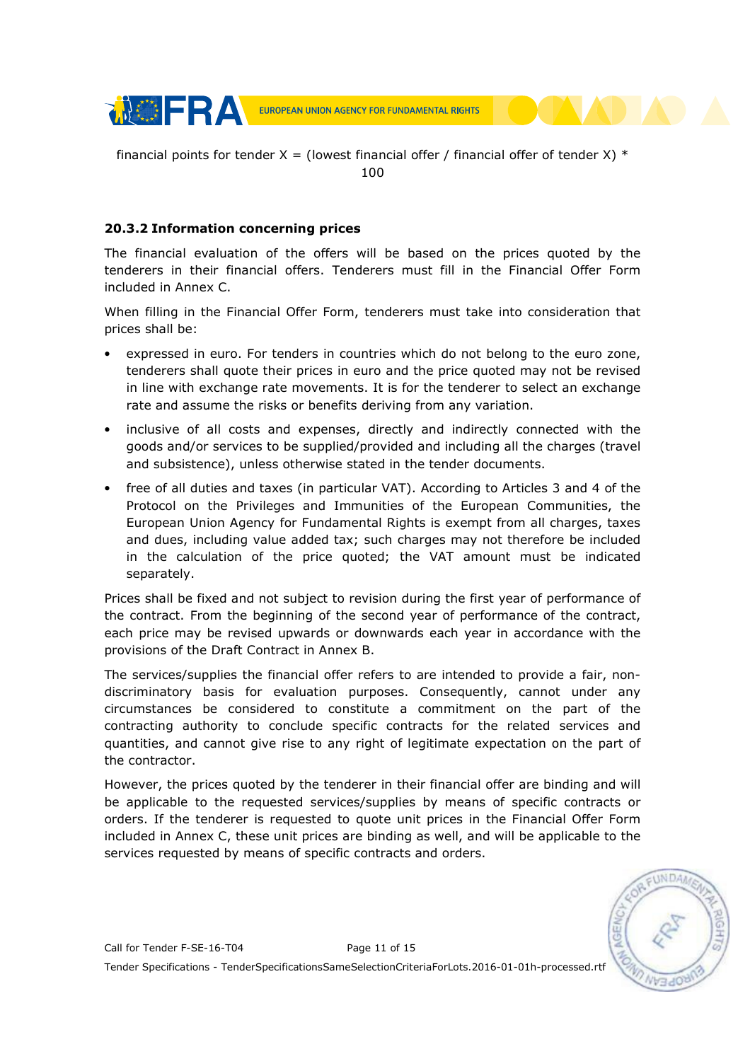financial points for tender X = (lowest financial offer / financial offer of tender X) * 100

### 20.3.2 Information concerning prices

The financial evaluation of the offers will be based on the prices quoted by the tenderers in their financial offers. Tenderers must fill in the Financial Offer Form included in Annex C.

When filling in the Financial Offer Form, tenderers must take into consideration that prices shall be:

- expressed in euro. For tenders in countries which do not belong to the euro zone, tenderers shall quote their prices in euro and the price quoted may not be revised in line with exchange rate movements. It is for the tenderer to select an exchange rate and assume the risks or benefits deriving from any variation.
- inclusive of all costs and expenses, directly and indirectly connected with the goods and/or services to be supplied/provided and including all the charges (travel and subsistence), unless otherwise stated in the tender documents.
- free of all duties and taxes (in particular VAT). According to Articles 3 and 4 of the Protocol on the Privileges and Immunities of the European Communities, the European Union Agency for Fundamental Rights is exempt from all charges, taxes and dues, including value added tax; such charges may not therefore be included in the calculation of the price quoted; the VAT amount must be indicated separately.

Prices shall be fixed and not subject to revision during the first year of performance of the contract. From the beginning of the second year of performance of the contract, each price may be revised upwards or downwards each year in accordance with the provisions of the Draft Contract in Annex B.

The services/supplies the financial offer refers to are intended to provide a fair, non-discriminatory basis for evaluation purposes. Consequently, cannot under any circumstances be considered to constitute a commitment on the part of the contracting authority to conclude specific contracts for the related services and quantities, and cannot give rise to any right of legitimate expectation on the part of the contractor.

However, the prices quoted by the tenderer in their financial offer are binding and will be applicable to the requested services/supplies by means of specific contracts or orders. If the tenderer is requested to quote unit prices in the Financial Offer Form included in Annex C, these unit prices are binding as well, and will be applicable to the services requested by means of specific contracts and orders.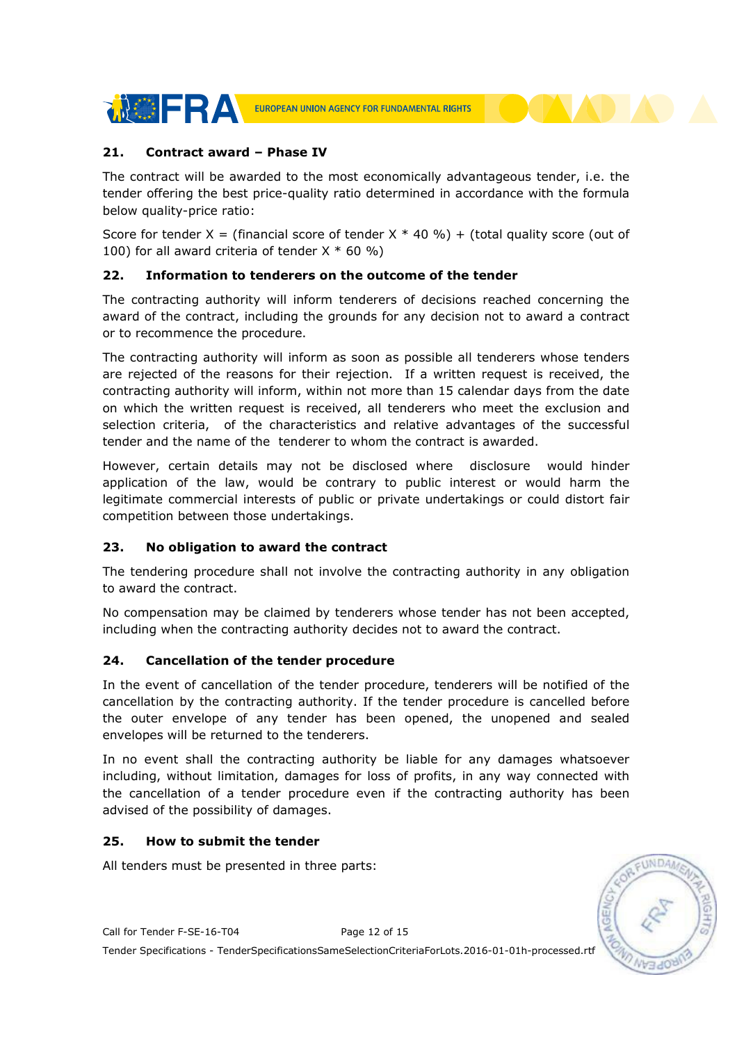## 21. Contract award – Phase IV

The contract will be awarded to the most economically advantageous tender, i.e. the tender offering the best price-quality ratio determined in accordance with the formula below quality-price ratio:

Score for tender X = (financial score of tender X * 40 %) + (total quality score (out of 100) for all award criteria of tender X * 60 %)

## 22. Information to tenderers on the outcome of the tender

The contracting authority will inform tenderers of decisions reached concerning the award of the contract, including the grounds for any decision not to award a contract or to recommence the procedure.

The contracting authority will inform as soon as possible all tenderers whose tenders are rejected of the reasons for their rejection. If a written request is received, the contracting authority will inform, within not more than 15 calendar days from the date on which the written request is received, all tenderers who meet the exclusion and selection criteria, of the characteristics and relative advantages of the successful tender and the name of the tenderer to whom the contract is awarded.

However, certain details may not be disclosed where disclosure would hinder application of the law, would be contrary to public interest or would harm the legitimate commercial interests of public or private undertakings or could distort fair competition between those undertakings.

## 23. No obligation to award the contract

The tendering procedure shall not involve the contracting authority in any obligation to award the contract.

No compensation may be claimed by tenderers whose tender has not been accepted, including when the contracting authority decides not to award the contract.

## 24. Cancellation of the tender procedure

In the event of cancellation of the tender procedure, tenderers will be notified of the cancellation by the contracting authority. If the tender procedure is cancelled before the outer envelope of any tender has been opened, the unopened and sealed envelopes will be returned to the tenderers.

In no event shall the contracting authority be liable for any damages whatsoever including, without limitation, damages for loss of profits, in any way connected with the cancellation of a tender procedure even if the contracting authority has been advised of the possibility of damages.

## 25. How to submit the tender

All tenders must be presented in three parts: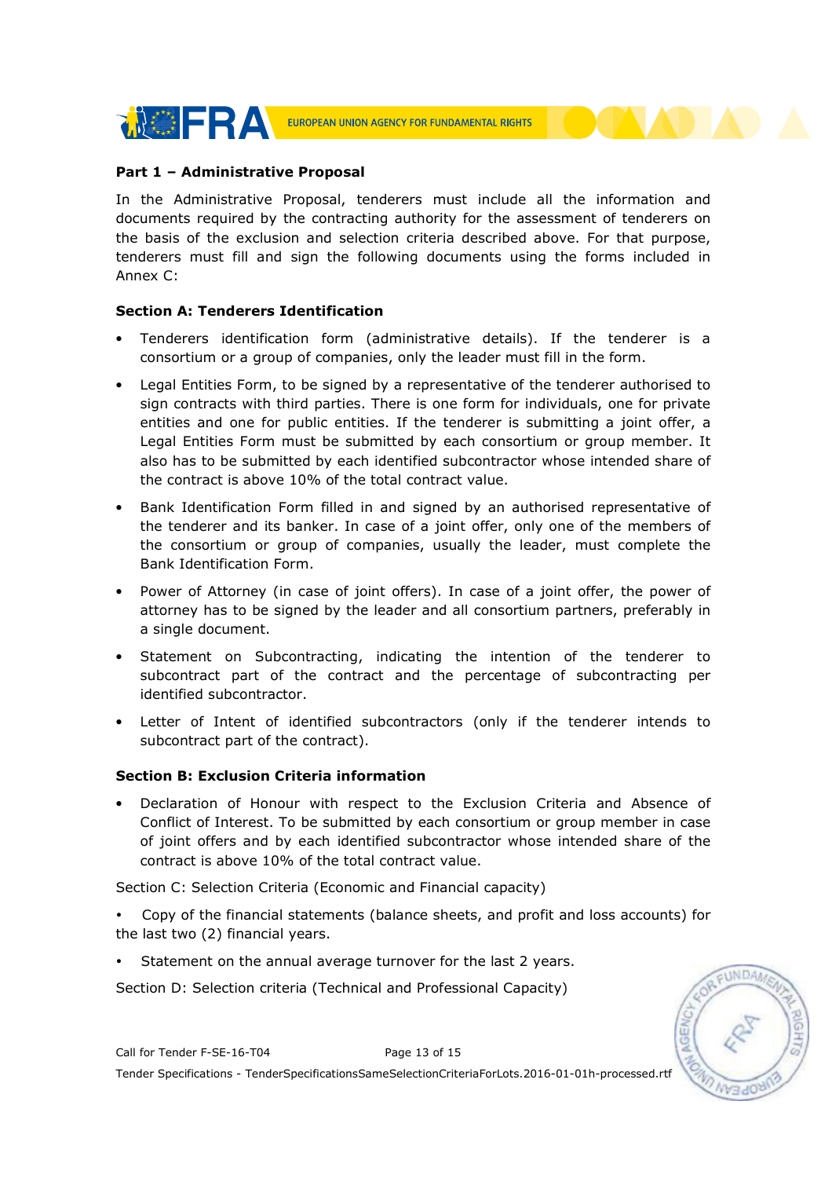**Part 1 – Administrative Proposal**

In the Administrative Proposal, tenderers must include all the information and documents required by the contracting authority for the assessment of tenderers on the basis of the exclusion and selection criteria described above. For that purpose, tenderers must fill and sign the following documents using the forms included in Annex C:

**Section A: Tenderers Identification**

- Tenderers identification form (administrative details). If the tenderer is a consortium or a group of companies, only the leader must fill in the form.
- Legal Entities Form, to be signed by a representative of the tenderer authorised to sign contracts with third parties. There is one form for individuals, one for private entities and one for public entities. If the tenderer is submitting a joint offer, a Legal Entities Form must be submitted by each consortium or group member. It also has to be submitted by each identified subcontractor whose intended share of the contract is above 10% of the total contract value.
- Bank Identification Form filled in and signed by an authorised representative of the tenderer and its banker. In case of a joint offer, only one of the members of the consortium or group of companies, usually the leader, must complete the Bank Identification Form.
- Power of Attorney (in case of joint offers). In case of a joint offer, the power of attorney has to be signed by the leader and all consortium partners, preferably in a single document.
- Statement on Subcontracting, indicating the intention of the tenderer to subcontract part of the contract and the percentage of subcontracting per identified subcontractor.
- Letter of Intent of identified subcontractors (only if the tenderer intends to subcontract part of the contract).

**Section B: Exclusion Criteria information**

- Declaration of Honour with respect to the Exclusion Criteria and Absence of Conflict of Interest. To be submitted by each consortium or group member in case of joint offers and by each identified subcontractor whose intended share of the contract is above 10% of the total contract value.

Section C: Selection Criteria (Economic and Financial capacity)

- Copy of the financial statements (balance sheets, and profit and loss accounts) for the last two (2) financial years.
- Statement on the annual average turnover for the last 2 years.

Section D: Selection criteria (Technical and Professional Capacity)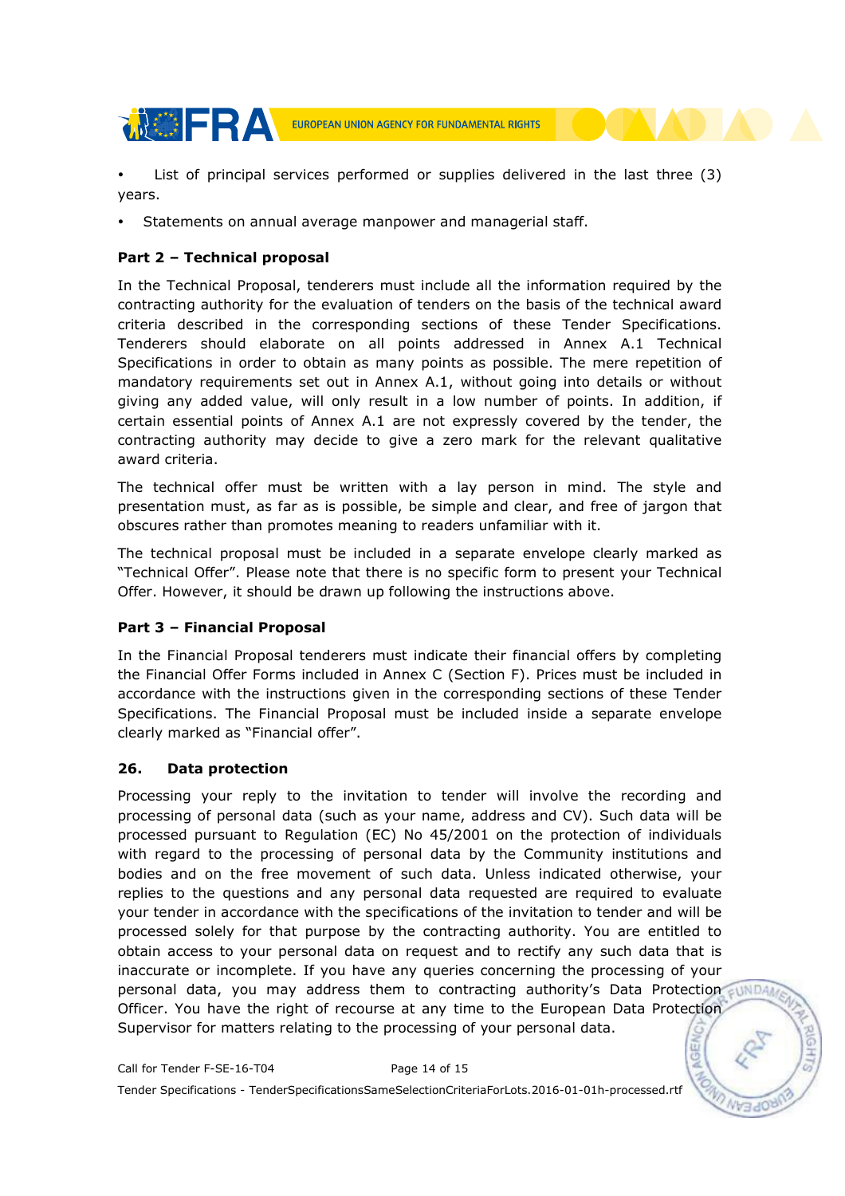- List of principal services performed or supplies delivered in the last three (3) years.
- Statements on annual average manpower and managerial staff.

**Part 2 – Technical proposal**

In the Technical Proposal, tenderers must include all the information required by the contracting authority for the evaluation of tenders on the basis of the technical award criteria described in the corresponding sections of these Tender Specifications. Tenderers should elaborate on all points addressed in Annex A.1 Technical Specifications in order to obtain as many points as possible. The mere repetition of mandatory requirements set out in Annex A.1, without going into details or without giving any added value, will only result in a low number of points. In addition, if certain essential points of Annex A.1 are not expressly covered by the tender, the contracting authority may decide to give a zero mark for the relevant qualitative award criteria.

The technical offer must be written with a lay person in mind. The style and presentation must, as far as is possible, be simple and clear, and free of jargon that obscures rather than promotes meaning to readers unfamiliar with it.

The technical proposal must be included in a separate envelope clearly marked as "Technical Offer". Please note that there is no specific form to present your Technical Offer. However, it should be drawn up following the instructions above.

**Part 3 – Financial Proposal**

In the Financial Proposal tenderers must indicate their financial offers by completing the Financial Offer Forms included in Annex C (Section F). Prices must be included in accordance with the instructions given in the corresponding sections of these Tender Specifications. The Financial Proposal must be included inside a separate envelope clearly marked as "Financial offer".

### 26. Data protection

Processing your reply to the invitation to tender will involve the recording and processing of personal data (such as your name, address and CV). Such data will be processed pursuant to Regulation (EC) No 45/2001 on the protection of individuals with regard to the processing of personal data by the Community institutions and bodies and on the free movement of such data. Unless indicated otherwise, your replies to the questions and any personal data requested are required to evaluate your tender in accordance with the specifications of the invitation to tender and will be processed solely for that purpose by the contracting authority. You are entitled to obtain access to your personal data on request and to rectify any such data that is inaccurate or incomplete. If you have any queries concerning the processing of your personal data, you may address them to contracting authority's Data Protection Officer. You have the right of recourse at any time to the European Data Protection Supervisor for matters relating to the processing of your personal data.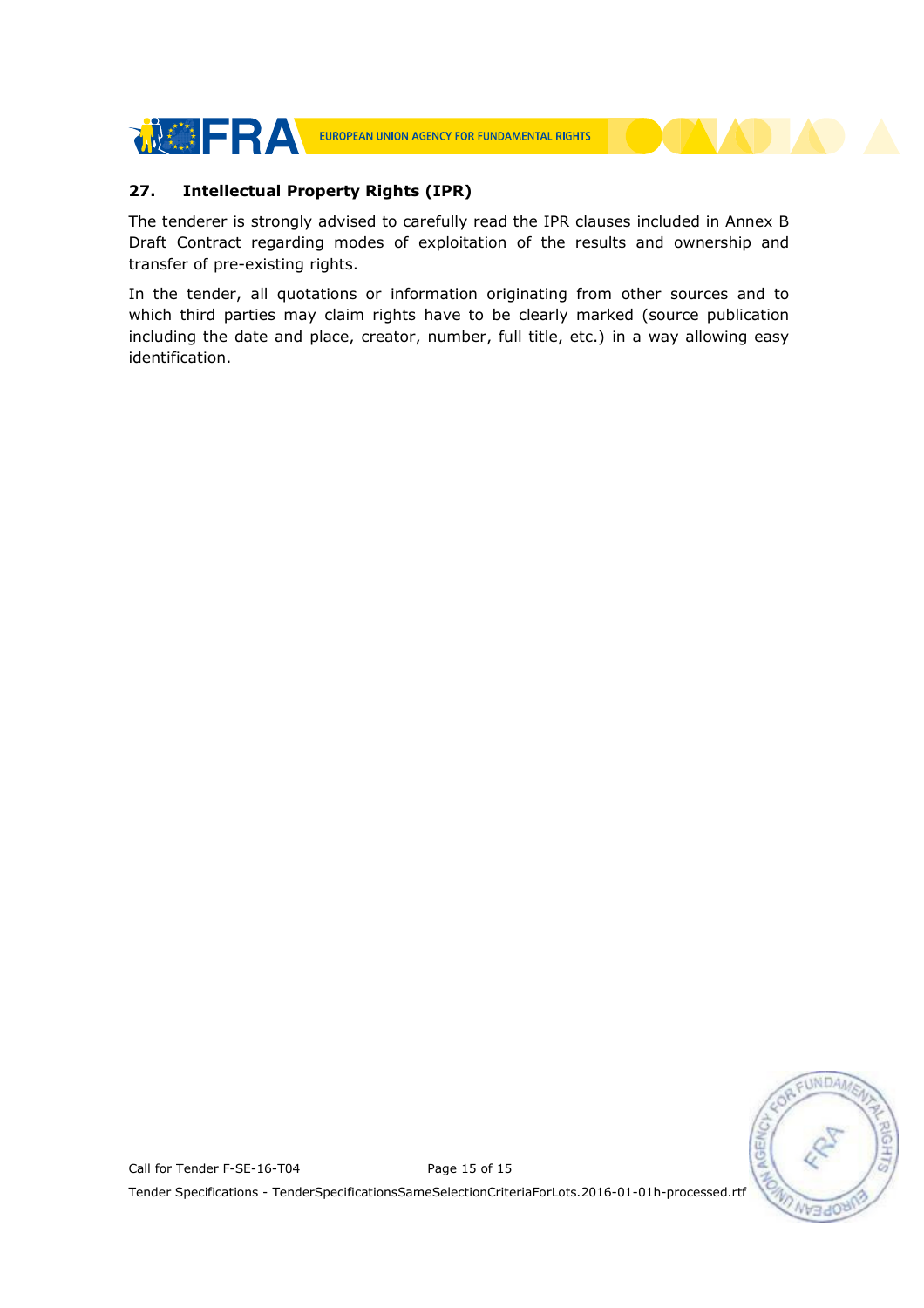## 27. Intellectual Property Rights (IPR)

The tenderer is strongly advised to carefully read the IPR clauses included in Annex B Draft Contract regarding modes of exploitation of the results and ownership and transfer of pre-existing rights.

In the tender, all quotations or information originating from other sources and to which third parties may claim rights have to be clearly marked (source publication including the date and place, creator, number, full title, etc.) in a way allowing easy identification.